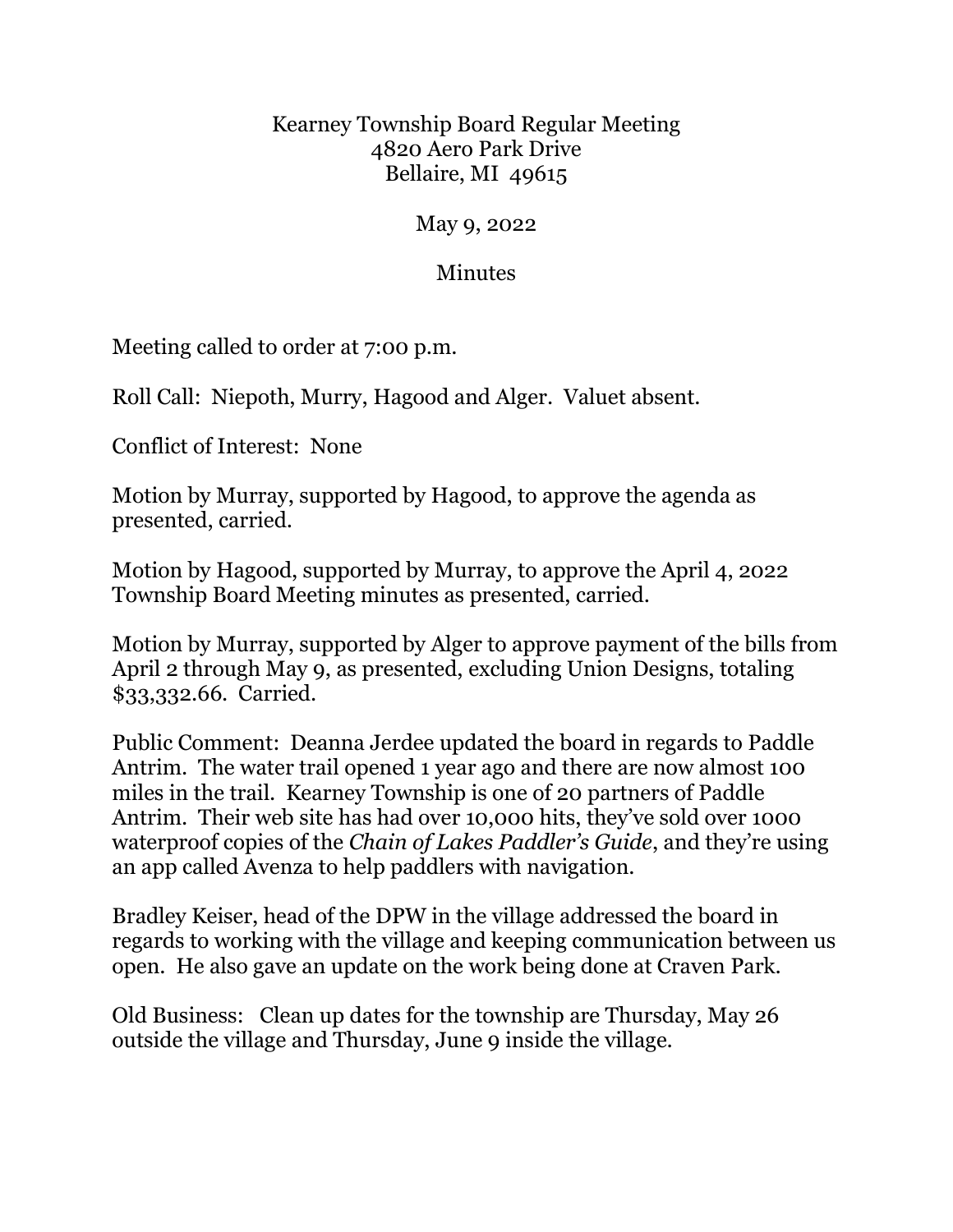Kearney Township Board Regular Meeting
4820 Aero Park Drive
Bellaire, MI 49615

May 9, 2022

Minutes

Meeting called to order at 7:00 p.m.

Roll Call: Niepoth, Murry, Hagood and Alger. Valuet absent.

Conflict of Interest: None

Motion by Murray, supported by Hagood, to approve the agenda as presented, carried.

Motion by Hagood, supported by Murray, to approve the April 4, 2022 Township Board Meeting minutes as presented, carried.

Motion by Murray, supported by Alger to approve payment of the bills from April 2 through May 9, as presented, excluding Union Designs, totaling $33,332.66. Carried.

Public Comment: Deanna Jerdee updated the board in regards to Paddle Antrim. The water trail opened 1 year ago and there are now almost 100 miles in the trail. Kearney Township is one of 20 partners of Paddle Antrim. Their web site has had over 10,000 hits, they've sold over 1000 waterproof copies of the *Chain of Lakes Paddler's Guide*, and they're using an app called Avenza to help paddlers with navigation.

Bradley Keiser, head of the DPW in the village addressed the board in regards to working with the village and keeping communication between us open. He also gave an update on the work being done at Craven Park.

Old Business: Clean up dates for the township are Thursday, May 26 outside the village and Thursday, June 9 inside the village.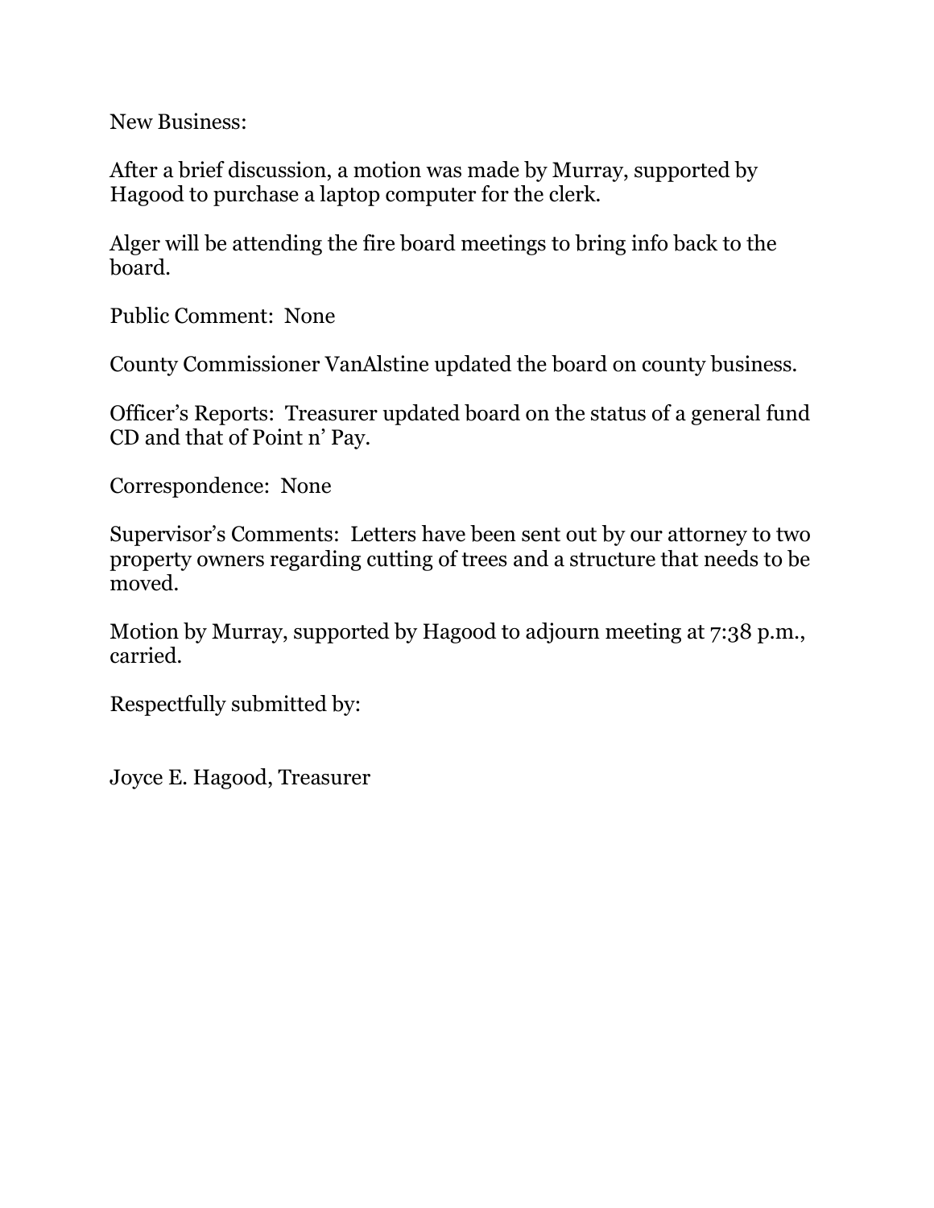New Business:

After a brief discussion, a motion was made by Murray, supported by Hagood to purchase a laptop computer for the clerk.

Alger will be attending the fire board meetings to bring info back to the board.

Public Comment: None

County Commissioner VanAlstine updated the board on county business.

Officer's Reports: Treasurer updated board on the status of a general fund CD and that of Point n' Pay.

Correspondence: None

Supervisor's Comments: Letters have been sent out by our attorney to two property owners regarding cutting of trees and a structure that needs to be moved.

Motion by Murray, supported by Hagood to adjourn meeting at 7:38 p.m., carried.

Respectfully submitted by:

Joyce E. Hagood, Treasurer